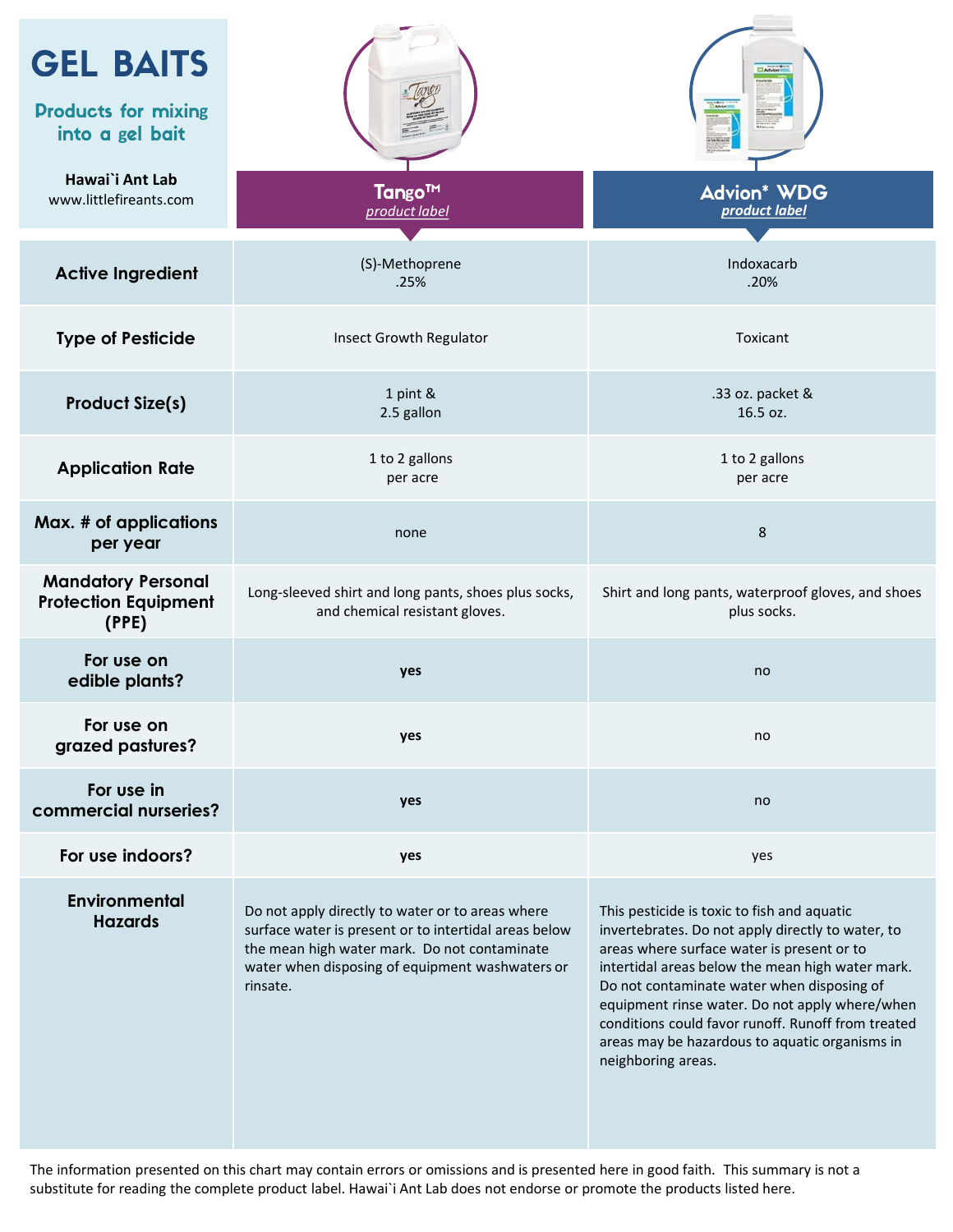# GEL BAITS

**Products for mixing into a gel bait**

**Hawai`i Ant Lab**
www.littlefireants.com

| | **Tango™** *product label* | **Advion* WDG** *product label* |
|---|---|---|
| **Active Ingredient** | (S)-Methoprene .25% | Indoxacarb .20% |
| **Type of Pesticide** | Insect Growth Regulator | Toxicant |
| **Product Size(s)** | 1 pint & 2.5 gallon | .33 oz. packet & 16.5 oz. |
| **Application Rate** | 1 to 2 gallons per acre | 1 to 2 gallons per acre |
| **Max. # of applications per year** | none | 8 |
| **Mandatory Personal Protection Equipment (PPE)** | Long-sleeved shirt and long pants, shoes plus socks, and chemical resistant gloves. | Shirt and long pants, waterproof gloves, and shoes plus socks. |
| **For use on edible plants?** | **yes** | no |
| **For use on grazed pastures?** | **yes** | no |
| **For use in commercial nurseries?** | **yes** | no |
| **For use indoors?** | **yes** | yes |
| **Environmental Hazards** | Do not apply directly to water or to areas where surface water is present or to intertidal areas below the mean high water mark. Do not contaminate water when disposing of equipment washwaters or rinsate. | This pesticide is toxic to fish and aquatic invertebrates. Do not apply directly to water, to areas where surface water is present or to intertidal areas below the mean high water mark. Do not contaminate water when disposing of equipment rinse water. Do not apply where/when conditions could favor runoff. Runoff from treated areas may be hazardous to aquatic organisms in neighboring areas. |

The information presented on this chart may contain errors or omissions and is presented here in good faith. This summary is not a substitute for reading the complete product label. Hawai`i Ant Lab does not endorse or promote the products listed here.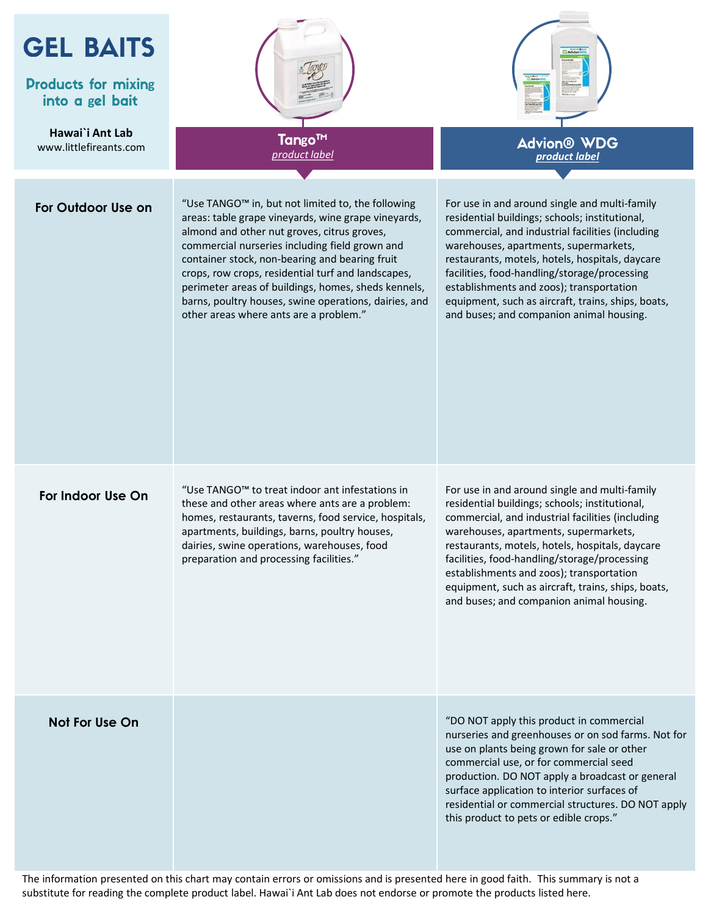# GEL BAITS

**Products for mixing into a gel bait**

**Hawai`i Ant Lab**
www.littlefireants.com

| | Tango™ *product label* | Advion® WDG *product label* |
|---|---|---|
| **For Outdoor Use on** | "Use TANGO™ in, but not limited to, the following areas: table grape vineyards, wine grape vineyards, almond and other nut groves, citrus groves, commercial nurseries including field grown and container stock, non-bearing and bearing fruit crops, row crops, residential turf and landscapes, perimeter areas of buildings, homes, sheds kennels, barns, poultry houses, swine operations, dairies, and other areas where ants are a problem." | For use in and around single and multi-family residential buildings; schools; institutional, commercial, and industrial facilities (including warehouses, apartments, supermarkets, restaurants, motels, hotels, hospitals, daycare facilities, food-handling/storage/processing establishments and zoos); transportation equipment, such as aircraft, trains, ships, boats, and buses; and companion animal housing. |
| **For Indoor Use On** | "Use TANGO™ to treat indoor ant infestations in these and other areas where ants are a problem: homes, restaurants, taverns, food service, hospitals, apartments, buildings, barns, poultry houses, dairies, swine operations, warehouses, food preparation and processing facilities." | For use in and around single and multi-family residential buildings; schools; institutional, commercial, and industrial facilities (including warehouses, apartments, supermarkets, restaurants, motels, hotels, hospitals, daycare facilities, food-handling/storage/processing establishments and zoos); transportation equipment, such as aircraft, trains, ships, boats, and buses; and companion animal housing. |
| **Not For Use On** | | "DO NOT apply this product in commercial nurseries and greenhouses or on sod farms. Not for use on plants being grown for sale or other commercial use, or for commercial seed production. DO NOT apply a broadcast or general surface application to interior surfaces of residential or commercial structures. DO NOT apply this product to pets or edible crops." |

The information presented on this chart may contain errors or omissions and is presented here in good faith. This summary is not a substitute for reading the complete product label. Hawai`i Ant Lab does not endorse or promote the products listed here.